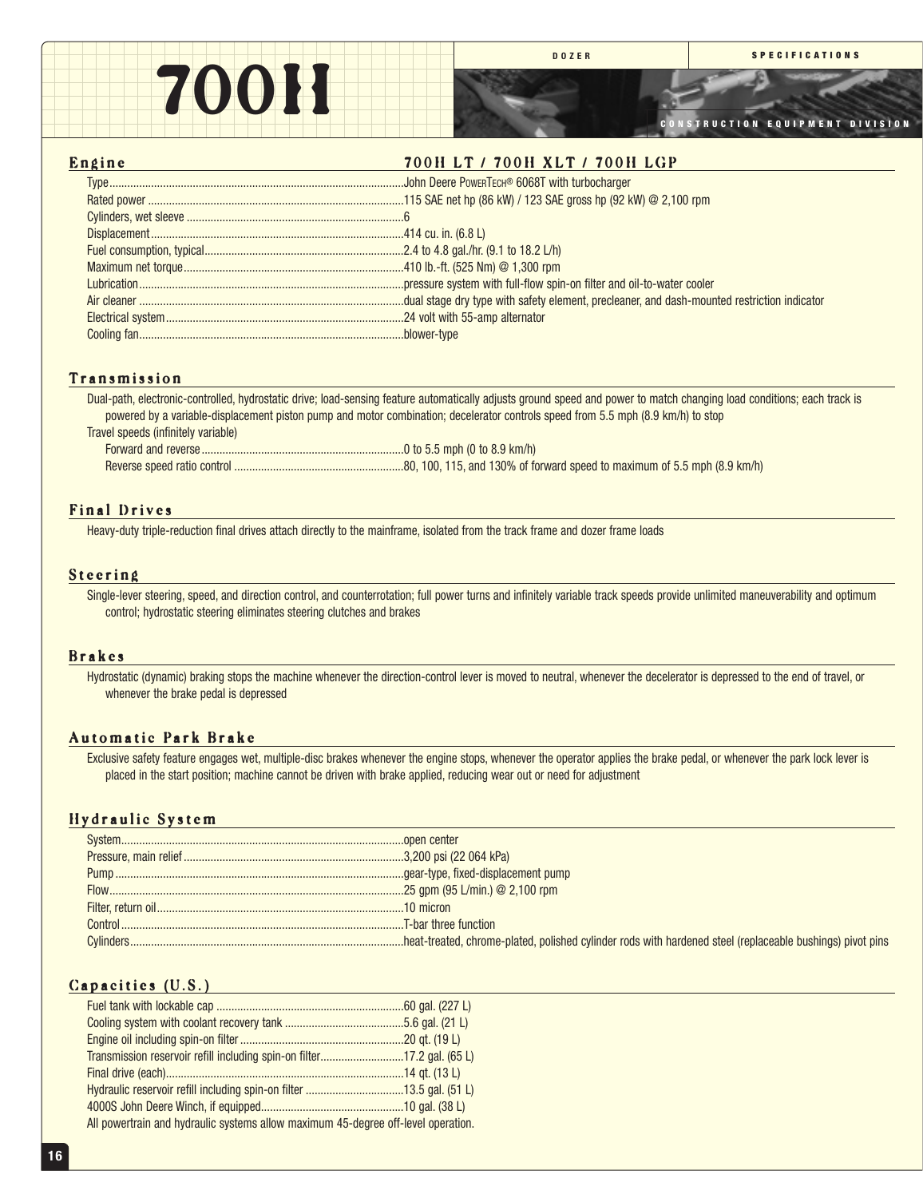# 700H

DOZER — SPECIFICATIONS

CONSTRUCTION EQUIPMENT DIVISION

## Engine

**700H LT / 700H XLT / 700H LGP**

| | |
|---|---|
| Type | John Deere PowerTech® 6068T with turbocharger |
| Rated power | 115 SAE net hp (86 kW) / 123 SAE gross hp (92 kW) @ 2,100 rpm |
| Cylinders, wet sleeve | 6 |
| Displacement | 414 cu. in. (6.8 L) |
| Fuel consumption, typical | 2.4 to 4.8 gal./hr. (9.1 to 18.2 L/h) |
| Maximum net torque | 410 lb.-ft. (525 Nm) @ 1,300 rpm |
| Lubrication | pressure system with full-flow spin-on filter and oil-to-water cooler |
| Air cleaner | dual stage dry type with safety element, precleaner, and dash-mounted restriction indicator |
| Electrical system | 24 volt with 55-amp alternator |
| Cooling fan | blower-type |

## Transmission

Dual-path, electronic-controlled, hydrostatic drive; load-sensing feature automatically adjusts ground speed and power to match changing load conditions; each track is powered by a variable-displacement piston pump and motor combination; decelerator controls speed from 5.5 mph (8.9 km/h) to stop

Travel speeds (infinitely variable)

| | |
|---|---|
| Forward and reverse | 0 to 5.5 mph (0 to 8.9 km/h) |
| Reverse speed ratio control | 80, 100, 115, and 130% of forward speed to maximum of 5.5 mph (8.9 km/h) |

## Final Drives

Heavy-duty triple-reduction final drives attach directly to the mainframe, isolated from the track frame and dozer frame loads

## Steering

Single-lever steering, speed, and direction control, and counterrotation; full power turns and infinitely variable track speeds provide unlimited maneuverability and optimum control; hydrostatic steering eliminates steering clutches and brakes

## Brakes

Hydrostatic (dynamic) braking stops the machine whenever the direction-control lever is moved to neutral, whenever the decelerator is depressed to the end of travel, or whenever the brake pedal is depressed

## Automatic Park Brake

Exclusive safety feature engages wet, multiple-disc brakes whenever the engine stops, whenever the operator applies the brake pedal, or whenever the park lock lever is placed in the start position; machine cannot be driven with brake applied, reducing wear out or need for adjustment

## Hydraulic System

| | |
|---|---|
| System | open center |
| Pressure, main relief | 3,200 psi (22 064 kPa) |
| Pump | gear-type, fixed-displacement pump |
| Flow | 25 gpm (95 L/min.) @ 2,100 rpm |
| Filter, return oil | 10 micron |
| Control | T-bar three function |
| Cylinders | heat-treated, chrome-plated, polished cylinder rods with hardened steel (replaceable bushings) pivot pins |

## Capacities (U.S.)

| | |
|---|---|
| Fuel tank with lockable cap | 60 gal. (227 L) |
| Cooling system with coolant recovery tank | 5.6 gal. (21 L) |
| Engine oil including spin-on filter | 20 qt. (19 L) |
| Transmission reservoir refill including spin-on filter | 17.2 gal. (65 L) |
| Final drive (each) | 14 qt. (13 L) |
| Hydraulic reservoir refill including spin-on filter | 13.5 gal. (51 L) |
| 4000S John Deere Winch, if equipped | 10 gal. (38 L) |

All powertrain and hydraulic systems allow maximum 45-degree off-level operation.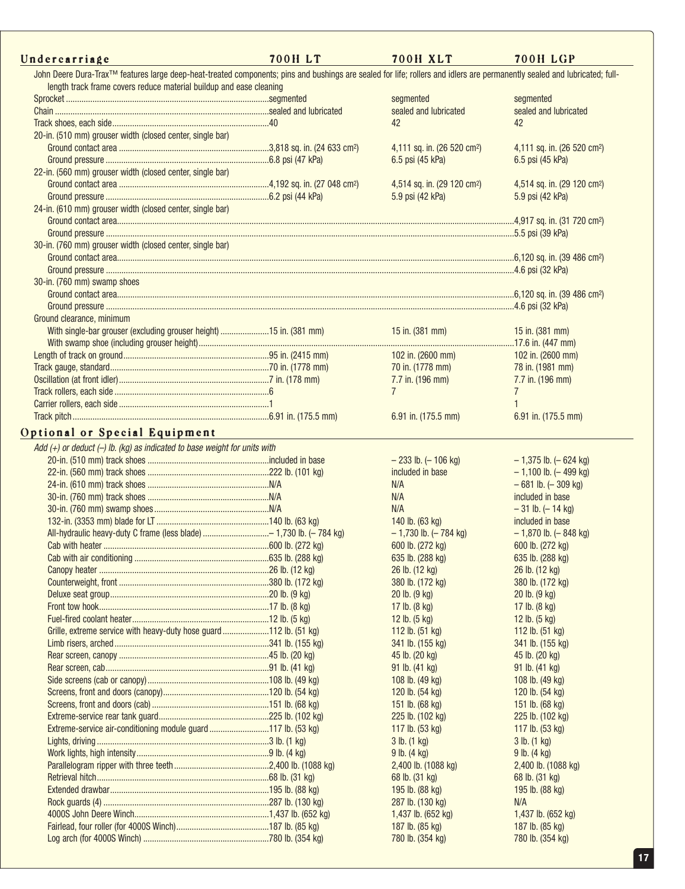## Undercarriage

| Undercarriage | 700H LT | 700H XLT | 700H LGP |
|---|---|---|---|
| John Deere Dura-Trax™ features large deep-heat-treated components; pins and bushings are sealed for life; rollers and idlers are permanently sealed and lubricated; full-length track frame covers reduce material buildup and ease cleaning | | | |
| Sprocket | segmented | segmented | segmented |
| Chain | sealed and lubricated | sealed and lubricated | sealed and lubricated |
| Track shoes, each side | 40 | 42 | 42 |
| 20-in. (510 mm) grouser width (closed center, single bar) | | | |
| Ground contact area | 3,818 sq. in. (24 633 cm$^2$) | 4,111 sq. in. (26 520 cm$^2$) | 4,111 sq. in. (26 520 cm$^2$) |
| Ground pressure | 6.8 psi (47 kPa) | 6.5 psi (45 kPa) | 6.5 psi (45 kPa) |
| 22-in. (560 mm) grouser width (closed center, single bar) | | | |
| Ground contact area | 4,192 sq. in. (27 048 cm$^2$) | 4,514 sq. in. (29 120 cm$^2$) | 4,514 sq. in. (29 120 cm$^2$) |
| Ground pressure | 6.2 psi (44 kPa) | 5.9 psi (42 kPa) | 5.9 psi (42 kPa) |
| 24-in. (610 mm) grouser width (closed center, single bar) | | | |
| Ground contact area | | | 4,917 sq. in. (31 720 cm$^2$) |
| Ground pressure | | | 5.5 psi (39 kPa) |
| 30-in. (760 mm) grouser width (closed center, single bar) | | | |
| Ground contact area | | | 6,120 sq. in. (39 486 cm$^2$) |
| Ground pressure | | | 4.6 psi (32 kPa) |
| 30-in. (760 mm) swamp shoes | | | |
| Ground contact area | | | 6,120 sq. in. (39 486 cm$^2$) |
| Ground pressure | | | 4.6 psi (32 kPa) |
| Ground clearance, minimum | | | |
| With single-bar grouser (excluding grouser height) | 15 in. (381 mm) | 15 in. (381 mm) | 15 in. (381 mm) |
| With swamp shoe (including grouser height) | | | 17.6 in. (447 mm) |
| Length of track on ground | 95 in. (2415 mm) | 102 in. (2600 mm) | 102 in. (2600 mm) |
| Track gauge, standard | 70 in. (1778 mm) | 70 in. (1778 mm) | 78 in. (1981 mm) |
| Oscillation (at front idler) | 7 in. (178 mm) | 7.7 in. (196 mm) | 7.7 in. (196 mm) |
| Track rollers, each side | 6 | 7 | 7 |
| Carrier rollers, each side | 1 | | 1 |
| Track pitch | 6.91 in. (175.5 mm) | 6.91 in. (175.5 mm) | 6.91 in. (175.5 mm) |

## Optional or Special Equipment

*Add (+) or deduct (–) lb. (kg) as indicated to base weight for units with*

| Optional or Special Equipment | 700H LT | 700H XLT | 700H LGP |
|---|---|---|---|
| 20-in. (510 mm) track shoes | included in base | – 233 lb. (– 106 kg) | – 1,375 lb. (– 624 kg) |
| 22-in. (560 mm) track shoes | 222 lb. (101 kg) | included in base | – 1,100 lb. (– 499 kg) |
| 24-in. (610 mm) track shoes | N/A | N/A | – 681 lb. (– 309 kg) |
| 30-in. (760 mm) track shoes | N/A | N/A | included in base |
| 30-in. (760 mm) swamp shoes | N/A | N/A | – 31 lb. (– 14 kg) |
| 132-in. (3353 mm) blade for LT | 140 lb. (63 kg) | 140 lb. (63 kg) | included in base |
| All-hydraulic heavy-duty C frame (less blade) | – 1,730 lb. (– 784 kg) | – 1,730 lb. (– 784 kg) | – 1,870 lb. (– 848 kg) |
| Cab with heater | 600 lb. (272 kg) | 600 lb. (272 kg) | 600 lb. (272 kg) |
| Cab with air conditioning | 635 lb. (288 kg) | 635 lb. (288 kg) | 635 lb. (288 kg) |
| Canopy heater | 26 lb. (12 kg) | 26 lb. (12 kg) | 26 lb. (12 kg) |
| Counterweight, front | 380 lb. (172 kg) | 380 lb. (172 kg) | 380 lb. (172 kg) |
| Deluxe seat group | 20 lb. (9 kg) | 20 lb. (9 kg) | 20 lb. (9 kg) |
| Front tow hook | 17 lb. (8 kg) | 17 lb. (8 kg) | 17 lb. (8 kg) |
| Fuel-fired coolant heater | 12 lb. (5 kg) | 12 lb. (5 kg) | 12 lb. (5 kg) |
| Grille, extreme service with heavy-duty hose guard | 112 lb. (51 kg) | 112 lb. (51 kg) | 112 lb. (51 kg) |
| Limb risers, arched | 341 lb. (155 kg) | 341 lb. (155 kg) | 341 lb. (155 kg) |
| Rear screen, canopy | 45 lb. (20 kg) | 45 lb. (20 kg) | 45 lb. (20 kg) |
| Rear screen, cab | 91 lb. (41 kg) | 91 lb. (41 kg) | 91 lb. (41 kg) |
| Side screens (cab or canopy) | 108 lb. (49 kg) | 108 lb. (49 kg) | 108 lb. (49 kg) |
| Screens, front and doors (canopy) | 120 lb. (54 kg) | 120 lb. (54 kg) | 120 lb. (54 kg) |
| Screens, front and doors (cab) | 151 lb. (68 kg) | 151 lb. (68 kg) | 151 lb. (68 kg) |
| Extreme-service rear tank guard | 225 lb. (102 kg) | 225 lb. (102 kg) | 225 lb. (102 kg) |
| Extreme-service air-conditioning module guard | 117 lb. (53 kg) | 117 lb. (53 kg) | 117 lb. (53 kg) |
| Lights, driving | 3 lb. (1 kg) | 3 lb. (1 kg) | 3 lb. (1 kg) |
| Work lights, high intensity | 9 lb. (4 kg) | 9 lb. (4 kg) | 9 lb. (4 kg) |
| Parallelogram ripper with three teeth | 2,400 lb. (1088 kg) | 2,400 lb. (1088 kg) | 2,400 lb. (1088 kg) |
| Retrieval hitch | 68 lb. (31 kg) | 68 lb. (31 kg) | 68 lb. (31 kg) |
| Extended drawbar | 195 lb. (88 kg) | 195 lb. (88 kg) | 195 lb. (88 kg) |
| Rock guards (4) | 287 lb. (130 kg) | 287 lb. (130 kg) | N/A |
| 4000S John Deere Winch | 1,437 lb. (652 kg) | 1,437 lb. (652 kg) | 1,437 lb. (652 kg) |
| Fairlead, four roller (for 4000S Winch) | 187 lb. (85 kg) | 187 lb. (85 kg) | 187 lb. (85 kg) |
| Log arch (for 4000S Winch) | 780 lb. (354 kg) | 780 lb. (354 kg) | 780 lb. (354 kg) |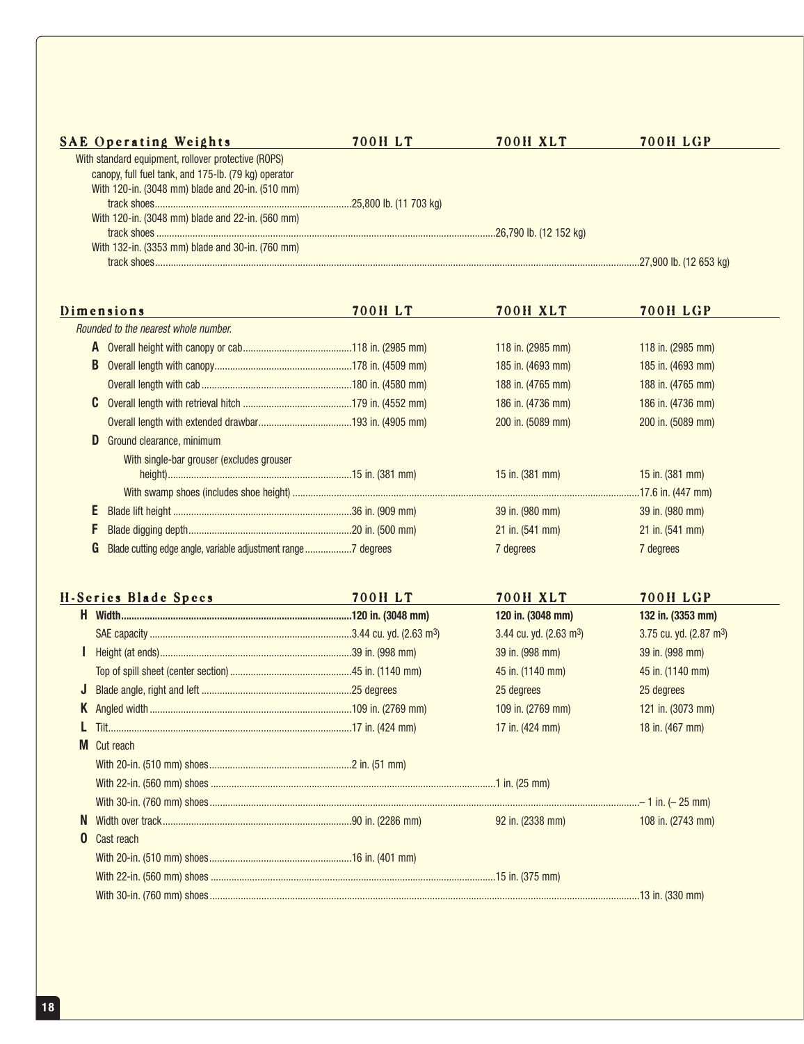## SAE Operating Weights

| SAE Operating Weights | 700H LT | 700H XLT | 700H LGP |
|---|---|---|---|
| With standard equipment, rollover protective (ROPS) canopy, full fuel tank, and 175-lb. (79 kg) operator | | | |
| With 120-in. (3048 mm) blade and 20-in. (510 mm) track shoes | 25,800 lb. (11 703 kg) | | |
| With 120-in. (3048 mm) blade and 22-in. (560 mm) track shoes | | 26,790 lb. (12 152 kg) | |
| With 132-in. (3353 mm) blade and 30-in. (760 mm) track shoes | | | 27,900 lb. (12 653 kg) |

## Dimensions

*Rounded to the nearest whole number.*

| | Dimensions | 700H LT | 700H XLT | 700H LGP |
|---|---|---|---|---|
| **A** | Overall height with canopy or cab | 118 in. (2985 mm) | 118 in. (2985 mm) | 118 in. (2985 mm) |
| **B** | Overall length with canopy | 178 in. (4509 mm) | 185 in. (4693 mm) | 185 in. (4693 mm) |
| | Overall length with cab | 180 in. (4580 mm) | 188 in. (4765 mm) | 188 in. (4765 mm) |
| **C** | Overall length with retrieval hitch | 179 in. (4552 mm) | 186 in. (4736 mm) | 186 in. (4736 mm) |
| | Overall length with extended drawbar | 193 in. (4905 mm) | 200 in. (5089 mm) | 200 in. (5089 mm) |
| **D** | Ground clearance, minimum | | | |
| | With single-bar grouser (excludes grouser height) | 15 in. (381 mm) | 15 in. (381 mm) | 15 in. (381 mm) |
| | With swamp shoes (includes shoe height) | | | 17.6 in. (447 mm) |
| **E** | Blade lift height | 36 in. (909 mm) | 39 in. (980 mm) | 39 in. (980 mm) |
| **F** | Blade digging depth | 20 in. (500 mm) | 21 in. (541 mm) | 21 in. (541 mm) |
| **G** | Blade cutting edge angle, variable adjustment range | 7 degrees | 7 degrees | 7 degrees |

## H-Series Blade Specs

| | H-Series Blade Specs | 700H LT | 700H XLT | 700H LGP |
|---|---|---|---|---|
| **H** | **Width** | **120 in. (3048 mm)** | **120 in. (3048 mm)** | **132 in. (3353 mm)** |
| | SAE capacity | 3.44 cu. yd. (2.63 m$^3$) | 3.44 cu. yd. (2.63 m$^3$) | 3.75 cu. yd. (2.87 m$^3$) |
| **I** | Height (at ends) | 39 in. (998 mm) | 39 in. (998 mm) | 39 in. (998 mm) |
| | Top of spill sheet (center section) | 45 in. (1140 mm) | 45 in. (1140 mm) | 45 in. (1140 mm) |
| **J** | Blade angle, right and left | 25 degrees | 25 degrees | 25 degrees |
| **K** | Angled width | 109 in. (2769 mm) | 109 in. (2769 mm) | 121 in. (3073 mm) |
| **L** | Tilt | 17 in. (424 mm) | 17 in. (424 mm) | 18 in. (467 mm) |
| **M** | Cut reach | | | |
| | With 20-in. (510 mm) shoes | 2 in. (51 mm) | | |
| | With 22-in. (560 mm) shoes | | 1 in. (25 mm) | |
| | With 30-in. (760 mm) shoes | | | – 1 in. (– 25 mm) |
| **N** | Width over track | 90 in. (2286 mm) | 92 in. (2338 mm) | 108 in. (2743 mm) |
| **O** | Cast reach | | | |
| | With 20-in. (510 mm) shoes | 16 in. (401 mm) | | |
| | With 22-in. (560 mm) shoes | | 15 in. (375 mm) | |
| | With 30-in. (760 mm) shoes | | | 13 in. (330 mm) |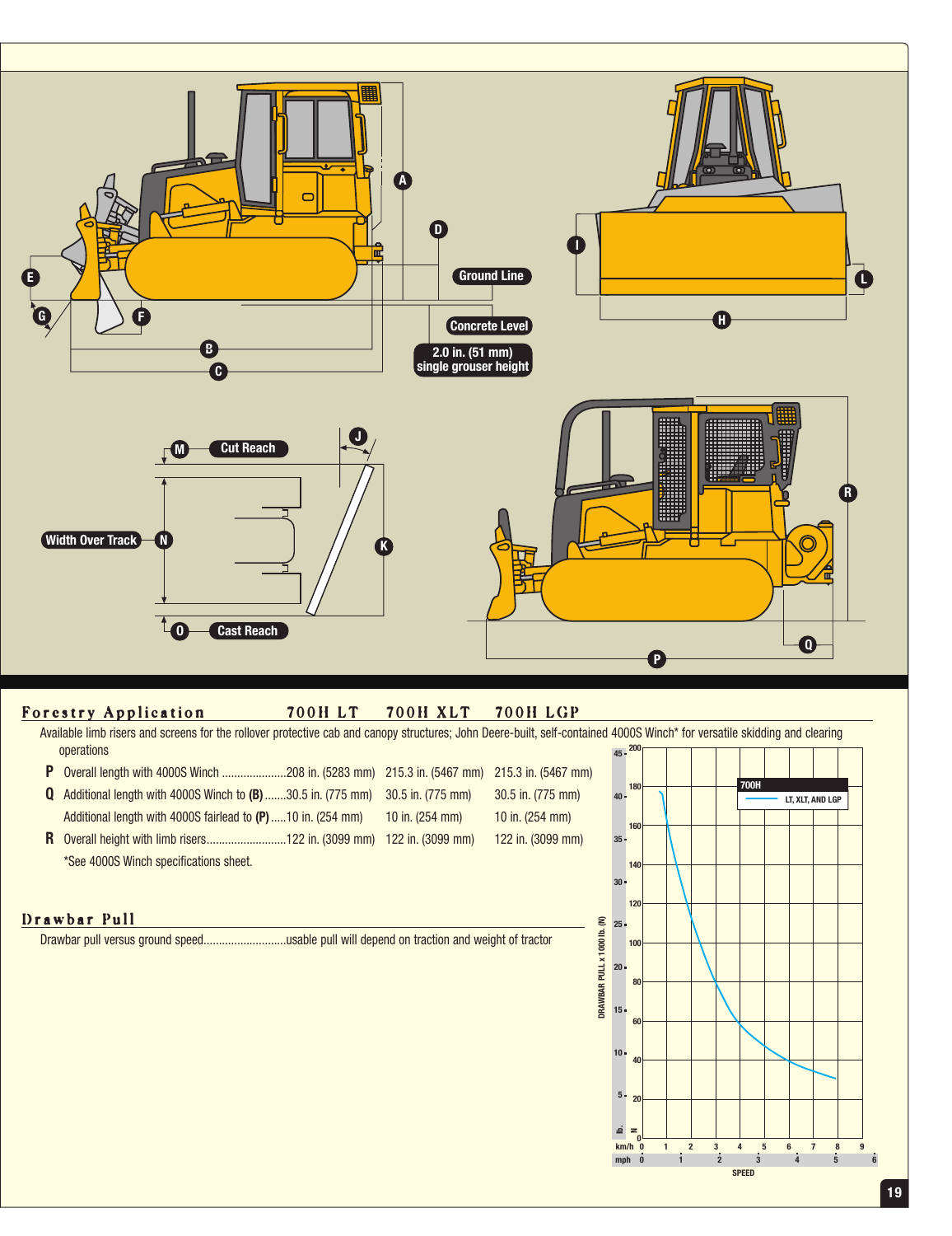| Forestry Application | 700H LT | 700H XLT | 700H LGP |
|---|---|---|---|
| Available limb risers and screens for the rollover protective cab and canopy structures; John Deere-built, self-contained 4000S Winch* for versatile skidding and clearing operations | | | |
| **P** Overall length with 4000S Winch | 208 in. (5283 mm) | 215.3 in. (5467 mm) | 215.3 in. (5467 mm) |
| **Q** Additional length with 4000S Winch to **(B)** | 30.5 in. (775 mm) | 30.5 in. (775 mm) | 30.5 in. (775 mm) |
| Additional length with 4000S fairlead to **(P)** | 10 in. (254 mm) | 10 in. (254 mm) | 10 in. (254 mm) |
| **R** Overall height with limb risers | 122 in. (3099 mm) | 122 in. (3099 mm) | 122 in. (3099 mm) |

*See 4000S Winch specifications sheet.

## Drawbar Pull

Drawbar pull versus ground speed..........................usable pull will depend on traction and weight of tractor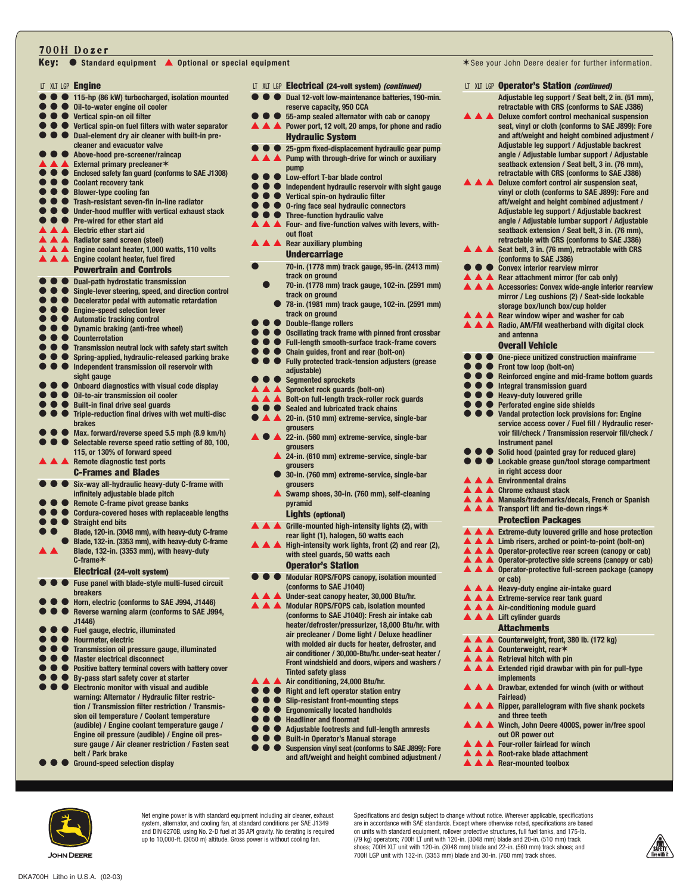# 700H Dozer

**Key:** ● Standard equipment ▲ Optional or special equipment

✶See your John Deere dealer for further information.

## Engine

| LT | XLT | LGP | Engine |
|---|---|---|---|
| ● | ● | ● | 115-hp (86 kW) turbocharged, isolation mounted |
| ● | ● | ● | Oil-to-water engine oil cooler |
| ● | ● | ● | Vertical spin-on oil filter |
| ● | ● | ● | Vertical spin-on fuel filters with water separator |
| ● | ● | ● | Dual-element dry air cleaner with built-in pre-cleaner and evacuator valve |
| ● | ● | ● | Above-hood pre-screener/raincap |
| ▲ | ▲ | ▲ | External primary precleaner✶ |
| ● | ● | ● | Enclosed safety fan guard (conforms to SAE J1308) |
| ● | ● | ● | Coolant recovery tank |
| ● | ● | ● | Blower-type cooling fan |
| ● | ● | ● | Trash-resistant seven-fin in-line radiator |
| ● | ● | ● | Under-hood muffler with vertical exhaust stack |
| ● | ● | ● | Pre-wired for ether start aid |
| ▲ | ▲ | ▲ | Electric ether start aid |
| ▲ | ▲ | ▲ | Radiator sand screen (steel) |
| ▲ | ▲ | ▲ | Engine coolant heater, 1,000 watts, 110 volts |
| ▲ | ▲ | ▲ | Engine coolant heater, fuel fired |

## Powertrain and Controls

| LT | XLT | LGP | Powertrain and Controls |
|---|---|---|---|
| ● | ● | ● | Dual-path hydrostatic transmission |
| ● | ● | ● | Single-lever steering, speed, and direction control |
| ● | ● | ● | Decelerator pedal with automatic retardation |
| ● | ● | ● | Engine-speed selection lever |
| ● | ● | ● | Automatic tracking control |
| ● | ● | ● | Dynamic braking (anti-free wheel) |
| ● | ● | ● | Counterrotation |
| ● | ● | ● | Transmission neutral lock with safety start switch |
| ● | ● | ● | Spring-applied, hydraulic-released parking brake |
| ● | ● | ● | Independent transmission oil reservoir with sight gauge |
| ● | ● | ● | Onboard diagnostics with visual code display |
| ● | ● | ● | Oil-to-air transmission oil cooler |
| ● | ● | ● | Built-in final drive seal guards |
| ● | ● | ● | Triple-reduction final drives with wet multi-disc brakes |
| ● | ● | ● | Max. forward/reverse speed 5.5 mph (8.9 km/h) |
| ● | ● | ● | Selectable reverse speed ratio setting of 80, 100, 115, or 130% of forward speed |
| ▲ | ▲ | ▲ | Remote diagnostic test ports |

## C-Frames and Blades

| LT | XLT | LGP | C-Frames and Blades |
|---|---|---|---|
| ● | ● | ● | Six-way all-hydraulic heavy-duty C-frame with infinitely adjustable blade pitch |
| ● | ● | ● | Remote C-frame pivot grease banks |
| ● | ● | ● | Cordura-covered hoses with replaceable lengths |
| ● | ● | ● | Straight end bits |
| ● | ● | | Blade, 120-in. (3048 mm), with heavy-duty C-frame |
| | | ● | Blade, 132-in. (3353 mm), with heavy-duty C-frame |
| ▲ | ▲ | | Blade, 132-in. (3353 mm), with heavy-duty C-frame✶ |

## Electrical (24-volt system)

| LT | XLT | LGP | Electrical (24-volt system) |
|---|---|---|---|
| ● | ● | ● | Fuse panel with blade-style multi-fused circuit breakers |
| ● | ● | ● | Horn, electric (conforms to SAE J994, J1446) |
| ● | ● | ● | Reverse warning alarm (conforms to SAE J994, J1446) |
| ● | ● | ● | Fuel gauge, electric, illuminated |
| ● | ● | ● | Hourmeter, electric |
| ● | ● | ● | Transmission oil pressure gauge, illuminated |
| ● | ● | ● | Master electrical disconnect |
| ● | ● | ● | Positive battery terminal covers with battery cover |
| ● | ● | ● | By-pass start safety cover at starter |
| ● | ● | ● | Electronic monitor with visual and audible warning: Alternator / Hydraulic filter restriction / Transmission filter restriction / Transmission oil temperature / Coolant temperature (audible) / Engine coolant temperature gauge / Engine oil pressure (audible) / Engine oil pressure gauge / Air cleaner restriction / Fasten seat belt / Park brake |
| ● | ● | ● | Ground-speed selection display |
| ● | ● | ● | Dual 12-volt low-maintenance batteries, 190-min. reserve capacity, 950 CCA |
| ● | ● | ● | 55-amp sealed alternator with cab or canopy |
| ▲ | ▲ | ▲ | Power port, 12 volt, 20 amps, for phone and radio |

## Hydraulic System

| LT | XLT | LGP | Hydraulic System |
|---|---|---|---|
| ● | ● | ● | 25-gpm fixed-displacement hydraulic gear pump |
| ▲ | ▲ | ▲ | Pump with through-drive for winch or auxiliary pump |
| ● | ● | ● | Low-effort T-bar blade control |
| ● | ● | ● | Independent hydraulic reservoir with sight gauge |
| ● | ● | ● | Vertical spin-on hydraulic filter |
| ● | ● | ● | O-ring face seal hydraulic connectors |
| ● | ● | ● | Three-function hydraulic valve |
| ▲ | ▲ | ▲ | Four- and five-function valves with levers, without float |
| ▲ | ▲ | ▲ | Rear auxiliary plumbing |

## Undercarriage

| LT | XLT | LGP | Undercarriage |
|---|---|---|---|
| ● | | | 70-in. (1778 mm) track gauge, 95-in. (2413 mm) track on ground |
| | ● | | 70-in. (1778 mm) track gauge, 102-in. (2591 mm) track on ground |
| | | ● | 78-in. (1981 mm) track gauge, 102-in. (2591 mm) track on ground |
| ● | ● | ● | Double-flange rollers |
| ● | ● | ● | Oscillating track frame with pinned front crossbar |
| ● | ● | ● | Full-length smooth-surface track-frame covers |
| ● | ● | ● | Chain guides, front and rear (bolt-on) |
| ● | ● | ● | Fully protected track-tension adjusters (grease adjustable) |
| ● | ● | ● | Segmented sprockets |
| ▲ | ▲ | ▲ | Sprocket rock guards (bolt-on) |
| ▲ | ▲ | ▲ | Bolt-on full-length track-roller rock guards |
| ● | ● | ● | Sealed and lubricated track chains |
| ● | ▲ | ▲ | 20-in. (510 mm) extreme-service, single-bar grousers |
| ▲ | ● | ▲ | 22-in. (560 mm) extreme-service, single-bar grousers |
| | | ▲ | 24-in. (610 mm) extreme-service, single-bar grousers |
| | | ● | 30-in. (760 mm) extreme-service, single-bar grousers |
| | | ▲ | Swamp shoes, 30-in. (760 mm), self-cleaning pyramid |

## Lights (optional)

| LT | XLT | LGP | Lights (optional) |
|---|---|---|---|
| ▲ | ▲ | ▲ | Grille-mounted high-intensity lights (2), with rear light (1), halogen, 50 watts each |
| ▲ | ▲ | ▲ | High-intensity work lights, front (2) and rear (2), with steel guards, 50 watts each |

## Operator's Station

| LT | XLT | LGP | Operator's Station |
|---|---|---|---|
| ● | ● | ● | Modular ROPS/FOPS canopy, isolation mounted (conforms to SAE J1040) |
| ▲ | ▲ | ▲ | Under-seat canopy heater, 30,000 Btu/hr. |
| ▲ | ▲ | ▲ | Modular ROPS/FOPS cab, isolation mounted (conforms to SAE J1040): Fresh air intake cab heater/defroster/pressurizer, 18,000 Btu/hr. with air precleaner / Dome light / Deluxe headliner with molded air ducts for heater, defroster, and air conditioner / 30,000-Btu/hr. under-seat heater / Front windshield and doors, wipers and washers / Tinted safety glass |
| ▲ | ▲ | ▲ | Air conditioning, 24,000 Btu/hr. |
| ● | ● | ● | Right and left operator station entry |
| ● | ● | ● | Slip-resistant front-mounting steps |
| ● | ● | ● | Ergonomically located handholds |
| ● | ● | ● | Headliner and floormat |
| ● | ● | ● | Adjustable footrests and full-length armrests |
| ● | ● | ● | Built-in Operator's Manual storage |
| ● | ● | ● | Suspension vinyl seat (conforms to SAE J899): Fore and aft/weight and height combined adjustment / Adjustable leg support / Seat belt, 2 in. (51 mm), retractable with CRS (conforms to SAE J386) |
| ▲ | ▲ | ▲ | Deluxe comfort control mechanical suspension seat, vinyl or cloth (conforms to SAE J899): Fore and aft/weight and height combined adjustment / Adjustable leg support / Adjustable backrest angle / Adjustable lumbar support / Adjustable seatback extension / Seat belt, 3 in. (76 mm), retractable with CRS (conforms to SAE J386) |
| ▲ | ▲ | ▲ | Deluxe comfort control air suspension seat, vinyl or cloth (conforms to SAE J899): Fore and aft/weight and height combined adjustment / Adjustable leg support / Adjustable backrest angle / Adjustable lumbar support / Adjustable seatback extension / Seat belt, 3 in. (76 mm), retractable with CRS (conforms to SAE J386) |
| ▲ | ▲ | ▲ | Seat belt, 3 in. (76 mm), retractable with CRS (conforms to SAE J386) |
| ● | ● | ● | Convex interior rearview mirror |
| ▲ | ▲ | ▲ | Rear attachment mirror (for cab only) |
| ▲ | ▲ | ▲ | Accessories: Convex wide-angle interior rearview mirror / Leg cushions (2) / Seat-side lockable storage box/lunch box/cup holder |
| ▲ | ▲ | ▲ | Rear window wiper and washer for cab |
| ▲ | ▲ | ▲ | Radio, AM/FM weatherband with digital clock and antenna |

## Overall Vehicle

| LT | XLT | LGP | Overall Vehicle |
|---|---|---|---|
| ● | ● | ● | One-piece unitized construction mainframe |
| ● | ● | ● | Front tow loop (bolt-on) |
| ● | ● | ● | Reinforced engine and mid-frame bottom guards |
| ● | ● | ● | Integral transmission guard |
| ● | ● | ● | Heavy-duty louvered grille |
| ● | ● | ● | Perforated engine side shields |
| ● | ● | ● | Vandal protection lock provisions for: Engine service access cover / Fuel fill / Hydraulic reservoir fill/check / Transmission reservoir fill/check / Instrument panel |
| ● | ● | ● | Solid hood (painted gray for reduced glare) |
| ● | ● | ● | Lockable grease gun/tool storage compartment in right access door |
| ▲ | ▲ | ▲ | Environmental drains |
| ▲ | ▲ | ▲ | Chrome exhaust stack |
| ▲ | ▲ | ▲ | Manuals/trademarks/decals, French or Spanish |
| ▲ | ▲ | ▲ | Transport lift and tie-down rings✶ |

## Protection Packages

| LT | XLT | LGP | Protection Packages |
|---|---|---|---|
| ▲ | ▲ | ▲ | Extreme-duty louvered grille and hose protection |
| ▲ | ▲ | ▲ | Limb risers, arched or point-to-point (bolt-on) |
| ▲ | ▲ | ▲ | Operator-protective rear screen (canopy or cab) |
| ▲ | ▲ | ▲ | Operator-protective side screens (canopy or cab) |
| ▲ | ▲ | ▲ | Operator-protective full-screen package (canopy or cab) |
| ▲ | ▲ | ▲ | Heavy-duty engine air-intake guard |
| ▲ | ▲ | ▲ | Extreme-service rear tank guard |
| ▲ | ▲ | ▲ | Air-conditioning module guard |
| ▲ | ▲ | ▲ | Lift cylinder guards |

## Attachments

| LT | XLT | LGP | Attachments |
|---|---|---|---|
| ▲ | ▲ | ▲ | Counterweight, front, 380 lb. (172 kg) |
| ▲ | ▲ | ▲ | Counterweight, rear✶ |
| ▲ | ▲ | ▲ | Retrieval hitch with pin |
| ▲ | ▲ | ▲ | Extended rigid drawbar with pin for pull-type implements |
| ▲ | ▲ | ▲ | Drawbar, extended for winch (with or without Fairlead) |
| ▲ | ▲ | ▲ | Ripper, parallelogram with five shank pockets and three teeth |
| ▲ | ▲ | ▲ | Winch, John Deere 4000S, power in/free spool out OR power out |
| ▲ | ▲ | ▲ | Four-roller fairlead for winch |
| ▲ | ▲ | ▲ | Root-rake blade attachment |
| ▲ | ▲ | ▲ | Rear-mounted toolbox |

JOHN DEERE

Net engine power is with standard equipment including air cleaner, exhaust system, alternator, and cooling fan, at standard conditions per SAE J1349 and DIN 6270B, using No. 2-D fuel at 35 API gravity. No derating is required up to 10,000-ft. (3050 m) altitude. Gross power is without cooling fan.

Specifications and design subject to change without notice. Wherever applicable, specifications are in accordance with SAE standards. Except where otherwise noted, specifications are based on units with standard equipment, rollover protective structures, full fuel tanks, and 175-lb. (79 kg) operators; 700H LT unit with 120-in. (3048 mm) blade and 20-in. (510 mm) track shoes; 700H XLT unit with 120-in. (3048 mm) blade and 22-in. (560 mm) track shoes; and 700H LGP unit with 132-in. (3353 mm) blade and 30-in. (760 mm) track shoes.

SAFETY live with it

DKA700H Litho in U.S.A. (02-03)